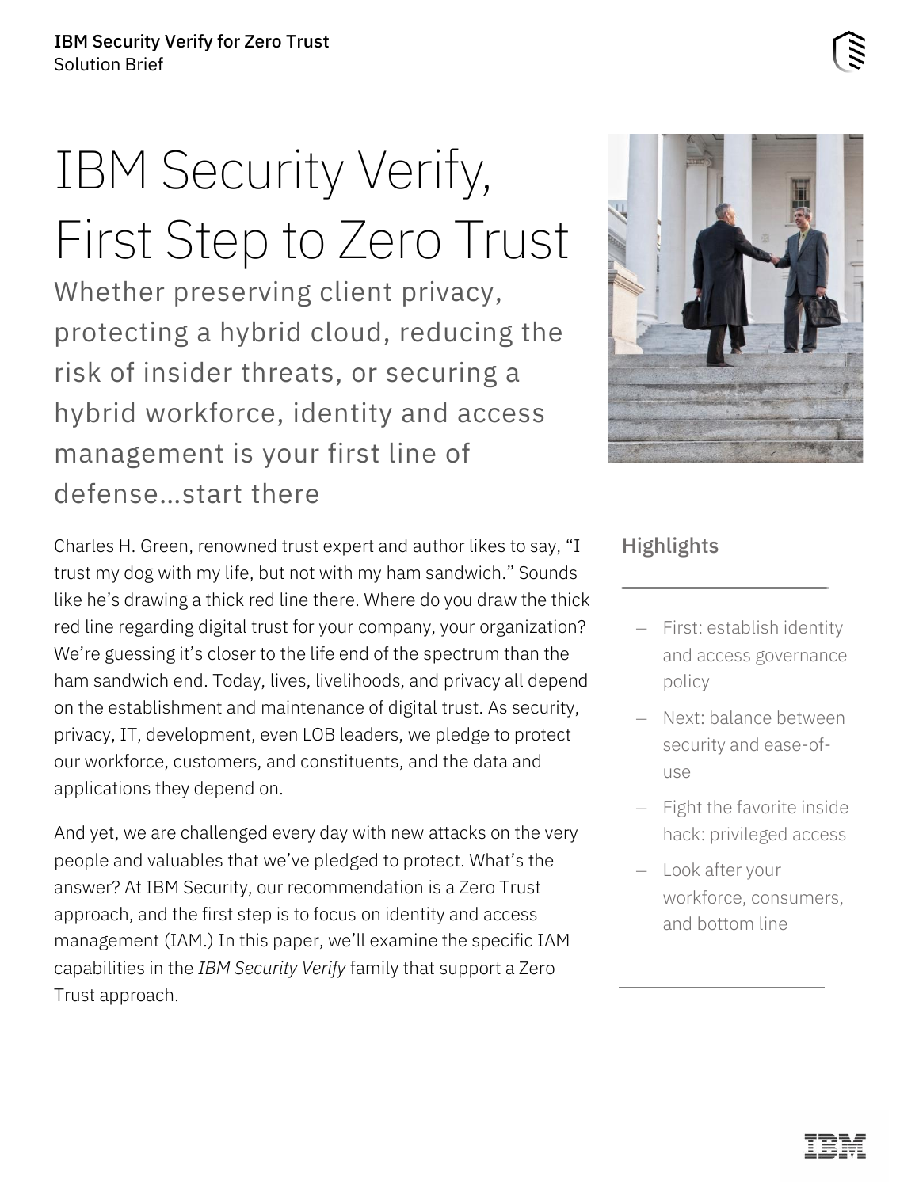# IBM Security Verify, First Step to Zero Trust

## Whether preserving client privacy, protecting a hybrid cloud, reducing the risk of insider threats, or securing a hybrid workforce, identity and access management is your first line of defense…start there

Charles H. Green, renowned trust expert and author likes to say, “I trust my dog with my life, but not with my ham sandwich.” Sounds like he’s drawing a thick red line there. Where do you draw the thick red line regarding digital trust for your company, your organization? We’re guessing it’s closer to the life end of the spectrum than the ham sandwich end. Today, lives, livelihoods, and privacy all depend on the establishment and maintenance of digital trust. As security, privacy, IT, development, even LOB leaders, we pledge to protect our workforce, customers, and constituents, and the data and applications they depend on.

And yet, we are challenged every day with new attacks on the very people and valuables that we’ve pledged to protect. What’s the answer? At IBM Security, our recommendation is a Zero Trust approach, and the first step is to focus on identity and access management (IAM.) In this paper, we’ll examine the specific IAM capabilities in the *IBM Security Verify* family that support a Zero Trust approach.

### Highlights

- First: establish identity and access governance policy
- Next: balance between security and ease-of-use
- Fight the favorite inside hack: privileged access
- Look after your workforce, consumers, and bottom line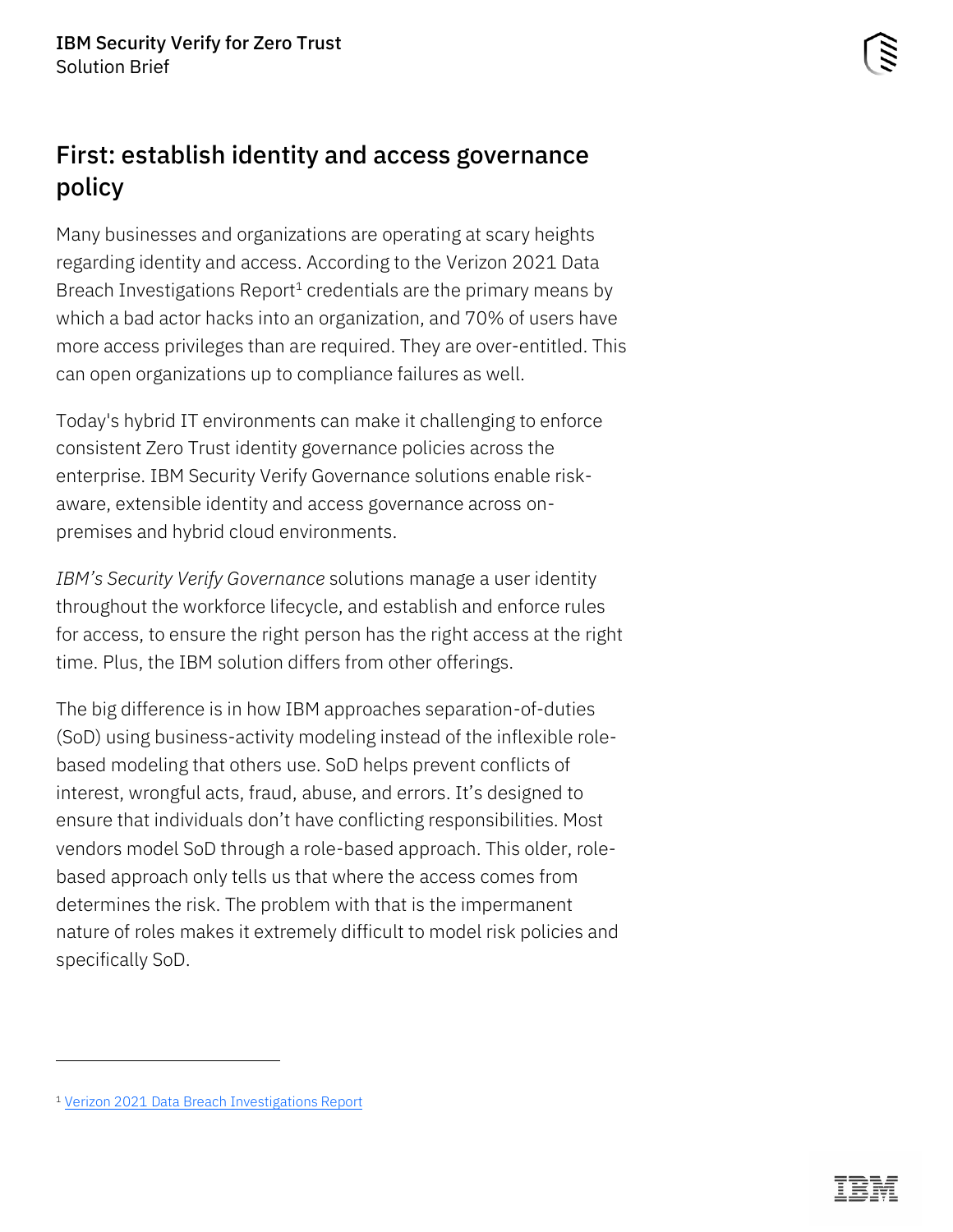## First: establish identity and access governance policy

Many businesses and organizations are operating at scary heights regarding identity and access. According to the Verizon 2021 Data Breach Investigations Report[1] credentials are the primary means by which a bad actor hacks into an organization, and 70% of users have more access privileges than are required. They are over-entitled. This can open organizations up to compliance failures as well.

Today's hybrid IT environments can make it challenging to enforce consistent Zero Trust identity governance policies across the enterprise. IBM Security Verify Governance solutions enable risk-aware, extensible identity and access governance across on-premises and hybrid cloud environments.

*IBM's Security Verify Governance* solutions manage a user identity throughout the workforce lifecycle, and establish and enforce rules for access, to ensure the right person has the right access at the right time. Plus, the IBM solution differs from other offerings.

The big difference is in how IBM approaches separation-of-duties (SoD) using business-activity modeling instead of the inflexible role-based modeling that others use. SoD helps prevent conflicts of interest, wrongful acts, fraud, abuse, and errors. It's designed to ensure that individuals don't have conflicting responsibilities. Most vendors model SoD through a role-based approach. This older, role-based approach only tells us that where the access comes from determines the risk. The problem with that is the impermanent nature of roles makes it extremely difficult to model risk policies and specifically SoD.

---

[1] Verizon 2021 Data Breach Investigations Report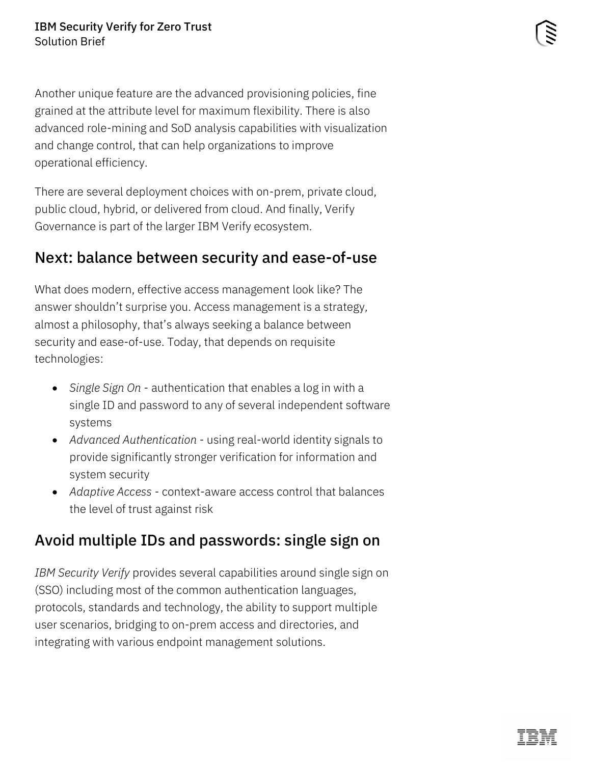Another unique feature are the advanced provisioning policies, fine grained at the attribute level for maximum flexibility. There is also advanced role-mining and SoD analysis capabilities with visualization and change control, that can help organizations to improve operational efficiency.

There are several deployment choices with on-prem, private cloud, public cloud, hybrid, or delivered from cloud. And finally, Verify Governance is part of the larger IBM Verify ecosystem.

## Next: balance between security and ease-of-use

What does modern, effective access management look like? The answer shouldn't surprise you. Access management is a strategy, almost a philosophy, that's always seeking a balance between security and ease-of-use. Today, that depends on requisite technologies:

- *Single Sign On* - authentication that enables a log in with a single ID and password to any of several independent software systems
- *Advanced Authentication* - using real-world identity signals to provide significantly stronger verification for information and system security
- *Adaptive Access* - context-aware access control that balances the level of trust against risk

## Avoid multiple IDs and passwords: single sign on

*IBM Security Verify* provides several capabilities around single sign on (SSO) including most of the common authentication languages, protocols, standards and technology, the ability to support multiple user scenarios, bridging to on-prem access and directories, and integrating with various endpoint management solutions.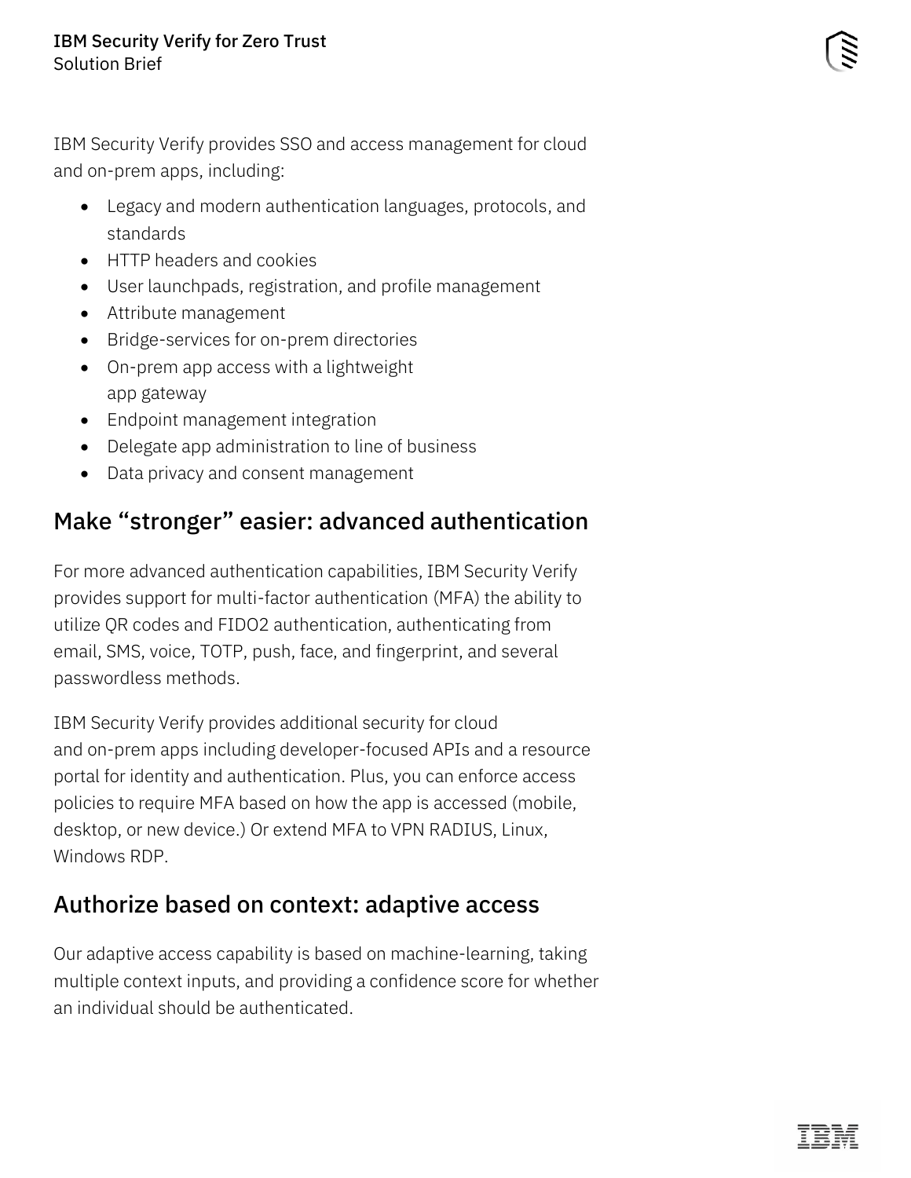IBM Security Verify provides SSO and access management for cloud and on-prem apps, including:

- Legacy and modern authentication languages, protocols, and standards
- HTTP headers and cookies
- User launchpads, registration, and profile management
- Attribute management
- Bridge-services for on-prem directories
- On-prem app access with a lightweight app gateway
- Endpoint management integration
- Delegate app administration to line of business
- Data privacy and consent management

## Make "stronger" easier: advanced authentication

For more advanced authentication capabilities, IBM Security Verify provides support for multi-factor authentication (MFA) the ability to utilize QR codes and FIDO2 authentication, authenticating from email, SMS, voice, TOTP, push, face, and fingerprint, and several passwordless methods.

IBM Security Verify provides additional security for cloud and on-prem apps including developer-focused APIs and a resource portal for identity and authentication. Plus, you can enforce access policies to require MFA based on how the app is accessed (mobile, desktop, or new device.) Or extend MFA to VPN RADIUS, Linux, Windows RDP.

## Authorize based on context: adaptive access

Our adaptive access capability is based on machine-learning, taking multiple context inputs, and providing a confidence score for whether an individual should be authenticated.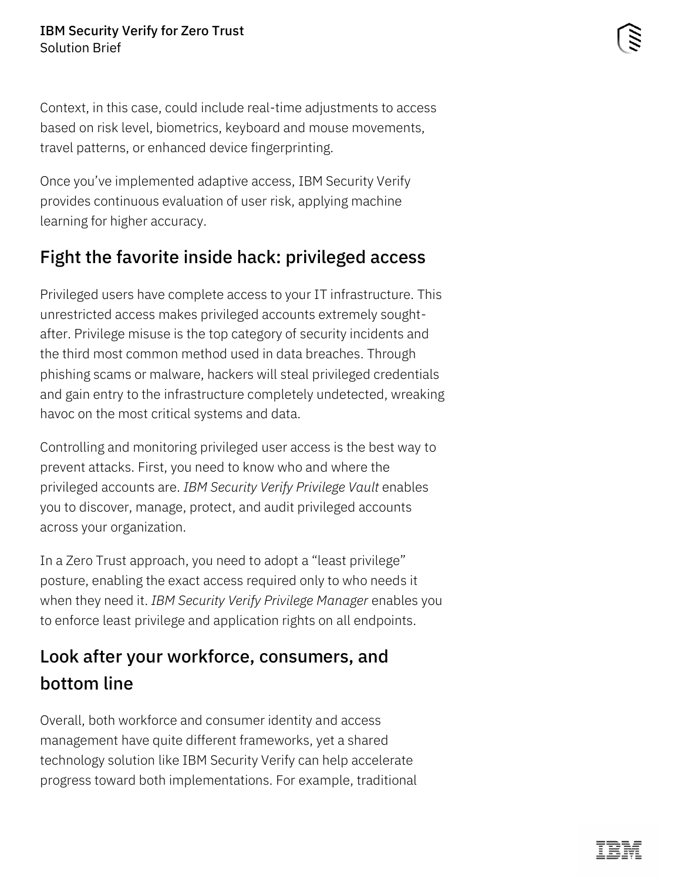Context, in this case, could include real-time adjustments to access based on risk level, biometrics, keyboard and mouse movements, travel patterns, or enhanced device fingerprinting.

Once you've implemented adaptive access, IBM Security Verify provides continuous evaluation of user risk, applying machine learning for higher accuracy.

## Fight the favorite inside hack: privileged access

Privileged users have complete access to your IT infrastructure. This unrestricted access makes privileged accounts extremely sought-after. Privilege misuse is the top category of security incidents and the third most common method used in data breaches. Through phishing scams or malware, hackers will steal privileged credentials and gain entry to the infrastructure completely undetected, wreaking havoc on the most critical systems and data.

Controlling and monitoring privileged user access is the best way to prevent attacks. First, you need to know who and where the privileged accounts are. *IBM Security Verify Privilege Vault* enables you to discover, manage, protect, and audit privileged accounts across your organization.

In a Zero Trust approach, you need to adopt a "least privilege" posture, enabling the exact access required only to who needs it when they need it. *IBM Security Verify Privilege Manager* enables you to enforce least privilege and application rights on all endpoints.

## Look after your workforce, consumers, and bottom line

Overall, both workforce and consumer identity and access management have quite different frameworks, yet a shared technology solution like IBM Security Verify can help accelerate progress toward both implementations. For example, traditional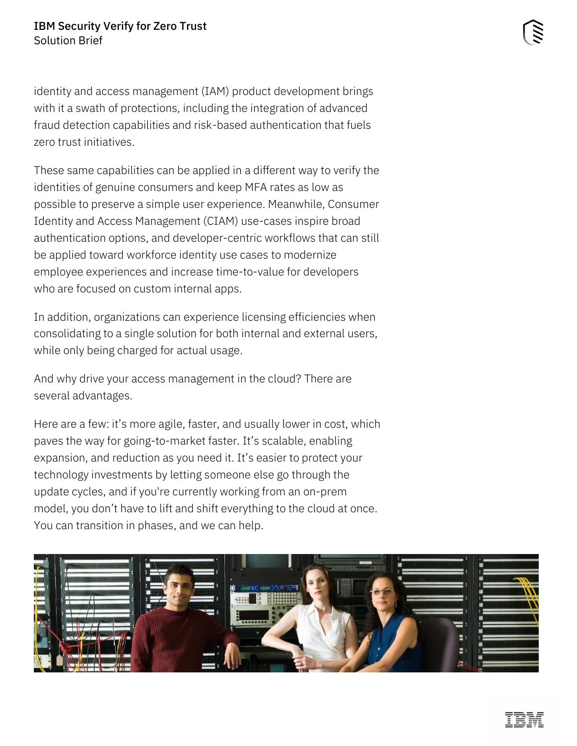identity and access management (IAM) product development brings with it a swath of protections, including the integration of advanced fraud detection capabilities and risk-based authentication that fuels zero trust initiatives.

These same capabilities can be applied in a different way to verify the identities of genuine consumers and keep MFA rates as low as possible to preserve a simple user experience. Meanwhile, Consumer Identity and Access Management (CIAM) use-cases inspire broad authentication options, and developer-centric workflows that can still be applied toward workforce identity use cases to modernize employee experiences and increase time-to-value for developers who are focused on custom internal apps.

In addition, organizations can experience licensing efficiencies when consolidating to a single solution for both internal and external users, while only being charged for actual usage.

And why drive your access management in the cloud? There are several advantages.

Here are a few: it's more agile, faster, and usually lower in cost, which paves the way for going-to-market faster. It's scalable, enabling expansion, and reduction as you need it. It's easier to protect your technology investments by letting someone else go through the update cycles, and if you're currently working from an on-prem model, you don't have to lift and shift everything to the cloud at once. You can transition in phases, and we can help.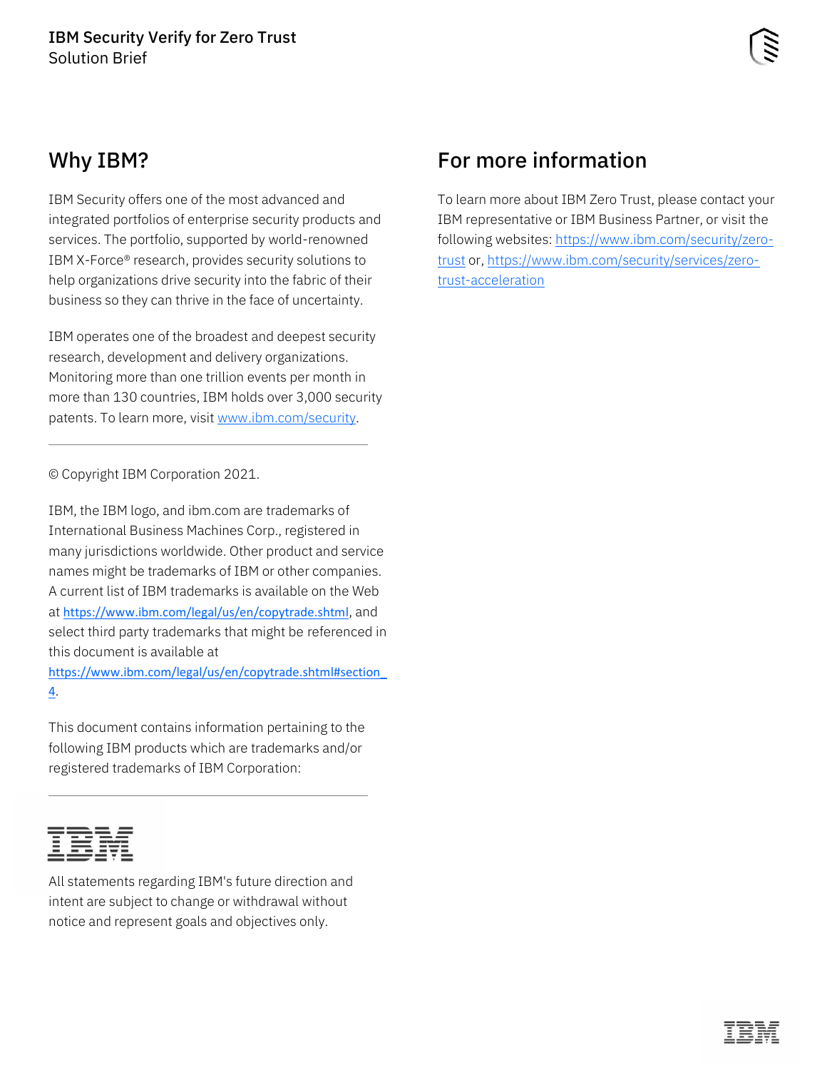## Why IBM?

IBM Security offers one of the most advanced and integrated portfolios of enterprise security products and services. The portfolio, supported by world-renowned IBM X-Force® research, provides security solutions to help organizations drive security into the fabric of their business so they can thrive in the face of uncertainty.

IBM operates one of the broadest and deepest security research, development and delivery organizations. Monitoring more than one trillion events per month in more than 130 countries, IBM holds over 3,000 security patents. To learn more, visit www.ibm.com/security.

---

© Copyright IBM Corporation 2021.

IBM, the IBM logo, and ibm.com are trademarks of International Business Machines Corp., registered in many jurisdictions worldwide. Other product and service names might be trademarks of IBM or other companies. A current list of IBM trademarks is available on the Web at https://www.ibm.com/legal/us/en/copytrade.shtml, and select third party trademarks that might be referenced in this document is available at https://www.ibm.com/legal/us/en/copytrade.shtml#section_4.

This document contains information pertaining to the following IBM products which are trademarks and/or registered trademarks of IBM Corporation:

---

All statements regarding IBM's future direction and intent are subject to change or withdrawal without notice and represent goals and objectives only.

## For more information

To learn more about IBM Zero Trust, please contact your IBM representative or IBM Business Partner, or visit the following websites: https://www.ibm.com/security/zero-trust or, https://www.ibm.com/security/services/zero-trust-acceleration